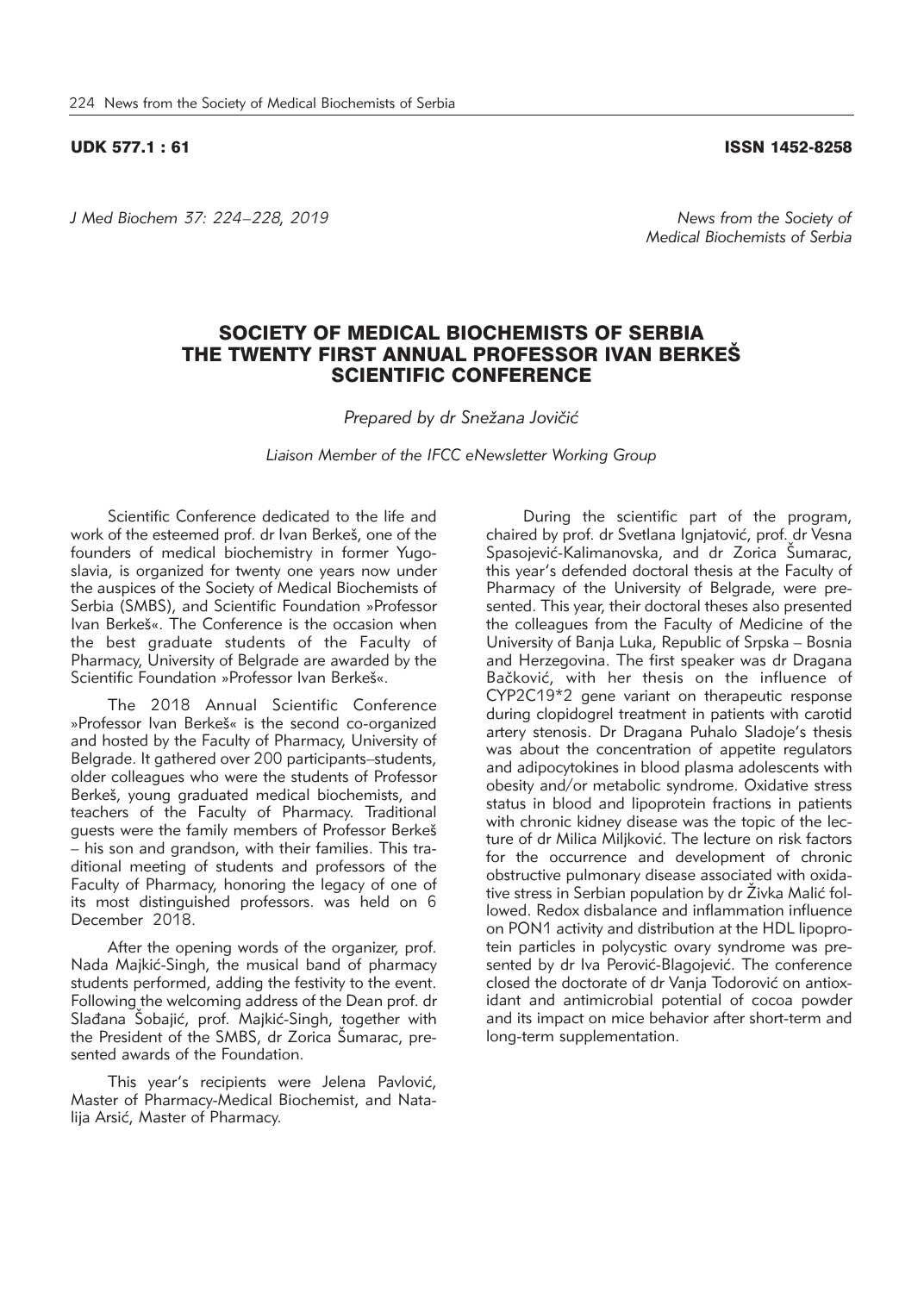UDK 577.1 : 61 ISSN 1452-8258

*J Med Biochem 37: 224–228, 2019*

*News from the Society of Medical Biochemists of Serbia*

# SOCIETY OF MEDICAL BIOCHEMISTS OF SERBIA THE TWENTY FIRST ANNUAL PROFESSOR IVAN BERKEŠ SCIENTIFIC CONFERENCE

*Prepared by dr Snežana Jovičić*

*Liaison Member of the IFCC eNewsletter Working Group*

Scientific Conference dedicated to the life and work of the esteemed prof. dr Ivan Berkeš, one of the founders of medical biochemistry in former Yugoslavia, is organized for twenty one years now under the auspices of the Society of Medical Biochemists of Serbia (SMBS), and Scientific Foundation »Professor Ivan Berkeš«. The Conference is the occasion when the best graduate students of the Faculty of Pharmacy, University of Belgrade are awarded by the Scientific Foundation »Professor Ivan Berkeš«.

The 2018 Annual Scientific Conference »Professor Ivan Berkeš« is the second co-organized and hosted by the Faculty of Pharmacy, University of Belgrade. It gathered over 200 participants–students, older colleagues who were the students of Professor Berkeš, young graduated medical biochemists, and teachers of the Faculty of Pharmacy. Traditional guests were the family members of Professor Berkeš – his son and grandson, with their families. This traditional meeting of students and professors of the Faculty of Pharmacy, honoring the legacy of one of its most distinguished professors. was held on 6 December 2018.

After the opening words of the organizer, prof. Nada Majkić-Singh, the musical band of pharmacy students performed, adding the festivity to the event. Following the welcoming address of the Dean prof. dr Slađana Šobajić, prof. Majkić-Singh, together with the President of the SMBS, dr Zorica Šumarac, presented awards of the Foundation.

This year's recipients were Jelena Pavlović, Master of Pharmacy-Medical Biochemist, and Natalija Arsić, Master of Pharmacy.

During the scientific part of the program, chaired by prof. dr Svetlana Ignjatović, prof. dr Vesna Spasojević-Kalimanovska, and dr Zorica Šumarac, this year's defended doctoral thesis at the Faculty of Pharmacy of the University of Belgrade, were presented. This year, their doctoral theses also presented the colleagues from the Faculty of Medicine of the University of Banja Luka, Republic of Srpska – Bosnia and Herzegovina. The first speaker was dr Dragana Bačković, with her thesis on the influence of CYP2C19*2 gene variant on therapeutic response during clopidogrel treatment in patients with carotid artery stenosis. Dr Dragana Puhalo Sladoje's thesis was about the concentration of appetite regulators and adipocytokines in blood plasma adolescents with obesity and/or metabolic syndrome. Oxidative stress status in blood and lipoprotein fractions in patients with chronic kidney disease was the topic of the lecture of dr Milica Miljković. The lecture on risk factors for the occurrence and development of chronic obstructive pulmonary disease associated with oxidative stress in Serbian population by dr Živka Malić followed. Redox disbalance and inflammation influence on PON1 activity and distribution at the HDL lipoprotein particles in polycystic ovary syndrome was presented by dr Iva Perović-Blagojević. The conference closed the doctorate of dr Vanja Todorović on antioxidant and antimicrobial potential of cocoa powder and its impact on mice behavior after short-term and long-term supplementation.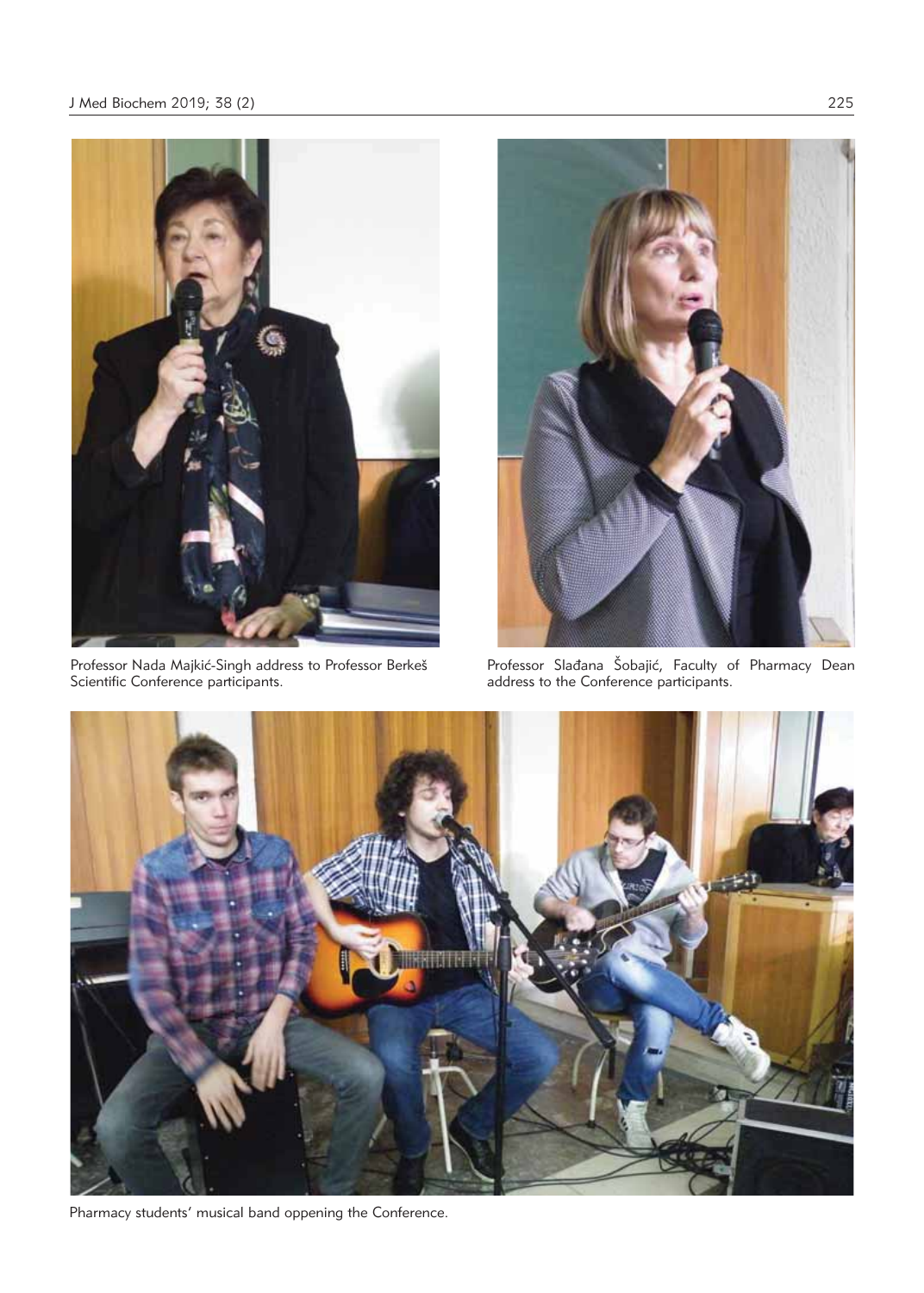Professor Nada Majkić-Singh address to Professor Berkeš Scientific Conference participants.

Professor Slađana Šobajić, Faculty of Pharmacy Dean address to the Conference participants.

Pharmacy students' musical band oppening the Conference.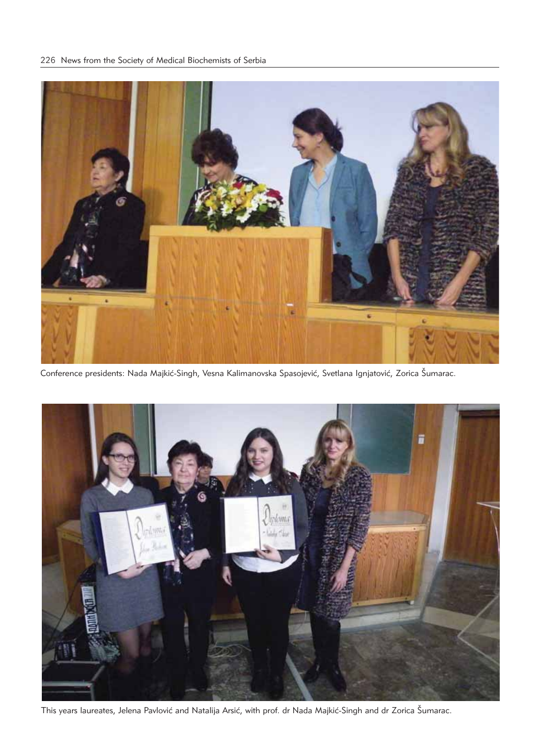Conference presidents: Nada Majkić-Singh, Vesna Kalimanovska Spasojević, Svetlana Ignjatović, Zorica Šumarac.

This years laureates, Jelena Pavlović and Natalija Arsić, with prof. dr Nada Majkić-Singh and dr Zorica Šumarac.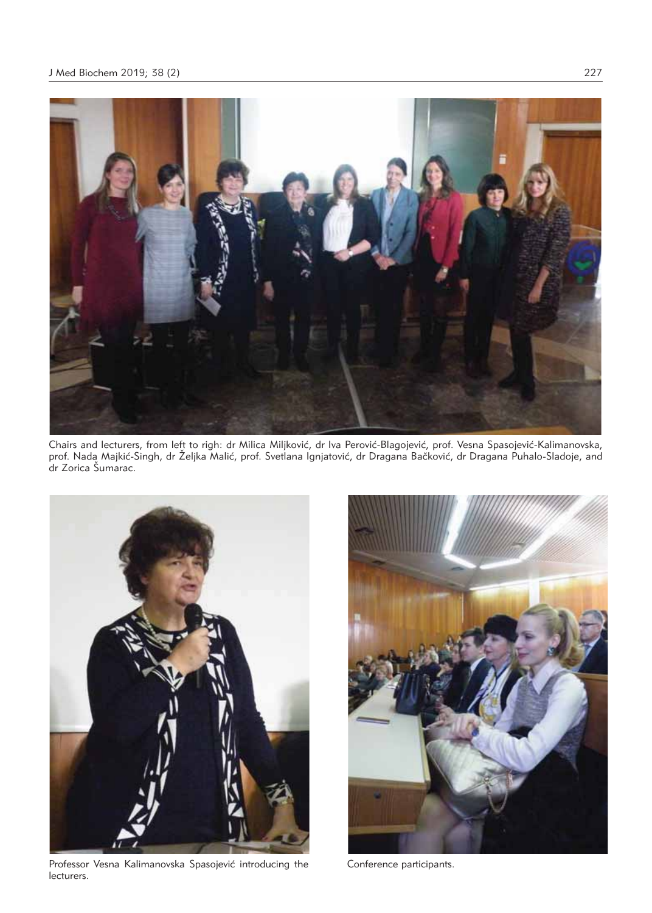Chairs and lecturers, from left to righ: dr Milica Miljković, dr Iva Perović-Blagojević, prof. Vesna Spasojević-Kalimanovska, prof. Nada Majkić-Singh, dr Željka Malić, prof. Svetlana Ignjatović, dr Dragana Bačković, dr Dragana Puhalo-Sladoje, and dr Zorica Šumarac.

Professor Vesna Kalimanovska Spasojević introducing the lecturers.

Conference participants.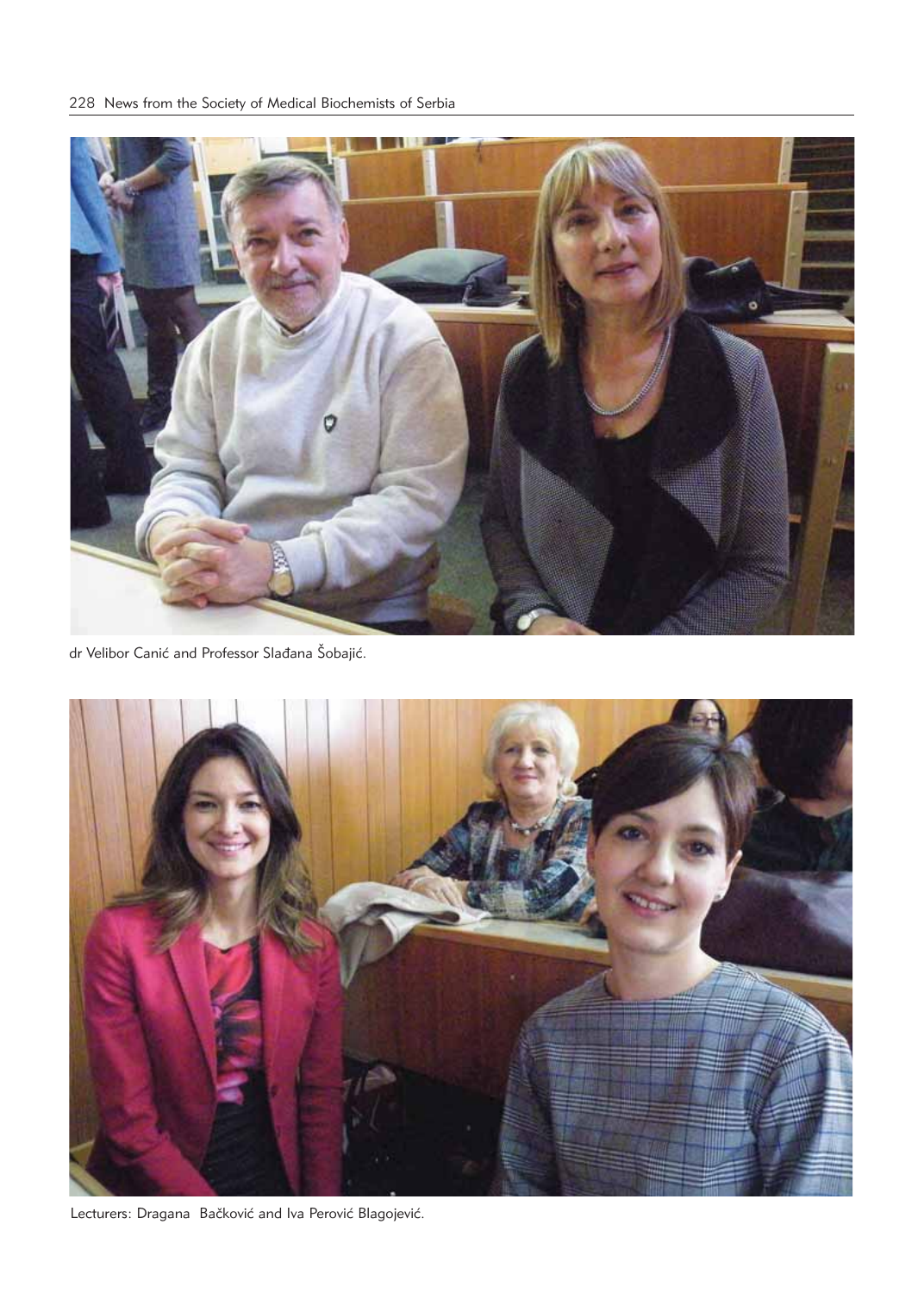dr Velibor Canić and Professor Slađana Šobajić.

Lecturers: Dragana  Bačković and Iva Perović Blagojević.